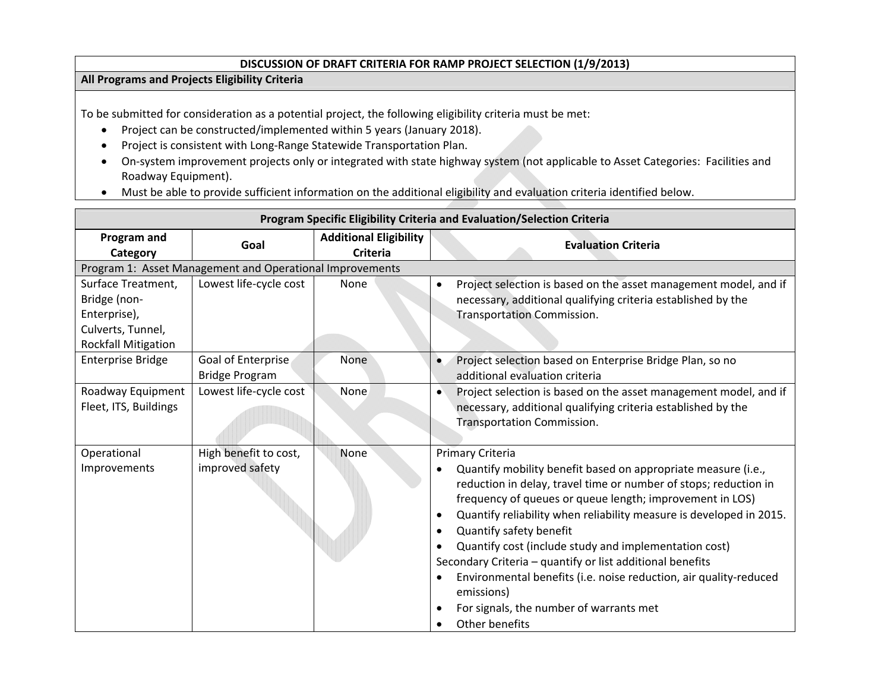# DISCUSSION OF DRAFT CRITERIA FOR RAMP PROJECT SELECTION (1/9/2013)

## All Programs and Projects Eligibility Criteria

To be submitted for consideration as a potential project, the following eligibility criteria must be met:

- Project can be constructed/implemented within 5 years (January 2018).
- Project is consistent with Long-Range Statewide Transportation Plan.
- On-system improvement projects only or integrated with state highway system (not applicable to Asset Categories: Facilities and Roadway Equipment).
- Must be able to provide sufficient information on the additional eligibility and evaluation criteria identified below.

## Program Specific Eligibility Criteria and Evaluation/Selection Criteria

| Program and Category | Goal | Additional Eligibility Criteria | Evaluation Criteria |
|---|---|---|---|
| **Program 1: Asset Management and Operational Improvements** | | | |
| Surface Treatment, Bridge (non-Enterprise), Culverts, Tunnel, Rockfall Mitigation | Lowest life-cycle cost | None | • Project selection is based on the asset management model, and if necessary, additional qualifying criteria established by the Transportation Commission. |
| Enterprise Bridge | Goal of Enterprise Bridge Program | None | • Project selection based on Enterprise Bridge Plan, so no additional evaluation criteria |
| Roadway Equipment Fleet, ITS, Buildings | Lowest life-cycle cost | None | • Project selection is based on the asset management model, and if necessary, additional qualifying criteria established by the Transportation Commission. |
| Operational Improvements | High benefit to cost, improved safety | None | Primary Criteria<br>• Quantify mobility benefit based on appropriate measure (i.e., reduction in delay, travel time or number of stops; reduction in frequency of queues or queue length; improvement in LOS)<br>• Quantify reliability when reliability measure is developed in 2015.<br>• Quantify safety benefit<br>• Quantify cost (include study and implementation cost)<br>Secondary Criteria – quantify or list additional benefits<br>• Environmental benefits (i.e. noise reduction, air quality-reduced emissions)<br>• For signals, the number of warrants met<br>• Other benefits |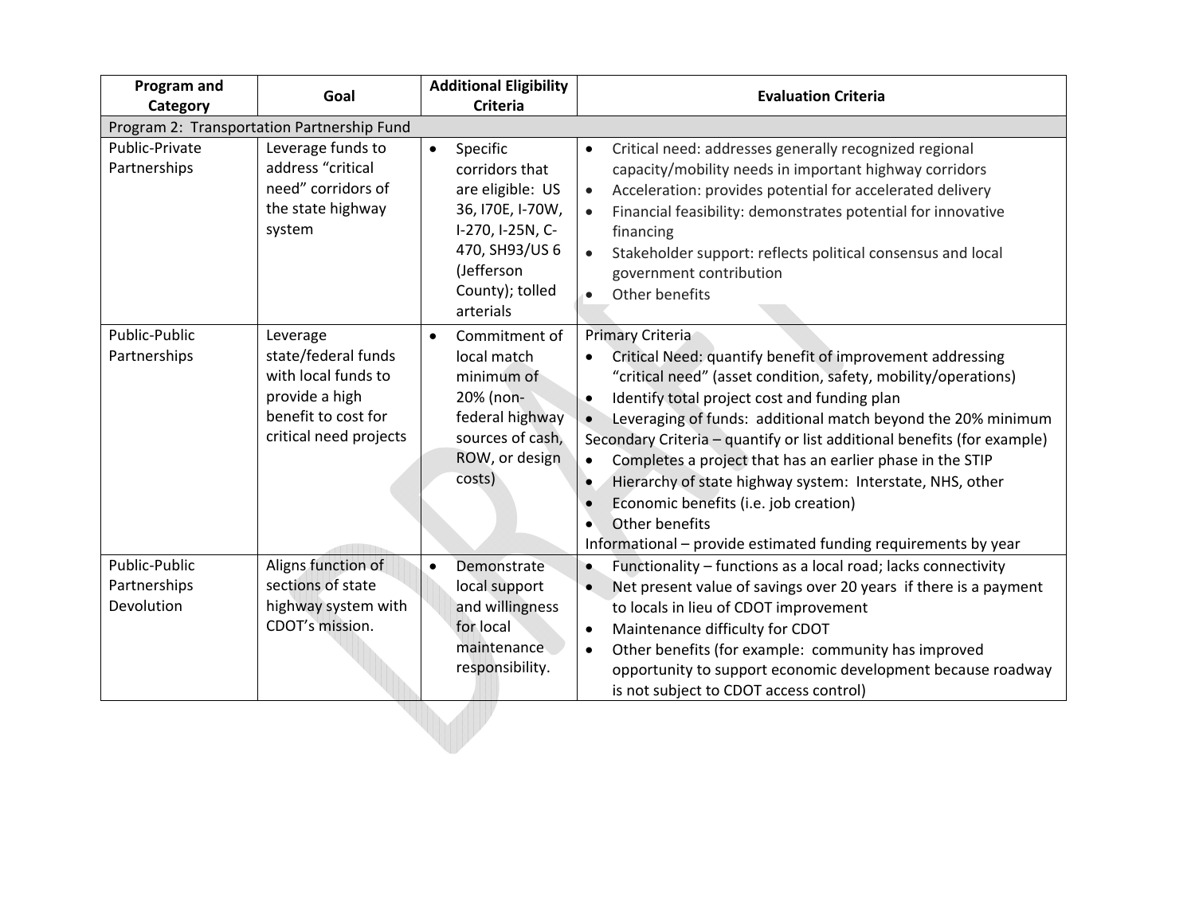| Program and Category | Goal | Additional Eligibility Criteria | Evaluation Criteria |
|---|---|---|---|
| Program 2: Transportation Partnership Fund | | | |
| Public-Private Partnerships | Leverage funds to address "critical need" corridors of the state highway system | • Specific corridors that are eligible: US 36, I70E, I-70W, I-270, I-25N, C-470, SH93/US 6 (Jefferson County); tolled arterials | • Critical need: addresses generally recognized regional capacity/mobility needs in important highway corridors<br>• Acceleration: provides potential for accelerated delivery<br>• Financial feasibility: demonstrates potential for innovative financing<br>• Stakeholder support: reflects political consensus and local government contribution<br>• Other benefits |
| Public-Public Partnerships | Leverage state/federal funds with local funds to provide a high benefit to cost for critical need projects | • Commitment of local match minimum of 20% (non-federal highway sources of cash, ROW, or design costs) | Primary Criteria<br>• Critical Need: quantify benefit of improvement addressing "critical need" (asset condition, safety, mobility/operations)<br>• Identify total project cost and funding plan<br>• Leveraging of funds: additional match beyond the 20% minimum<br>Secondary Criteria – quantify or list additional benefits (for example)<br>• Completes a project that has an earlier phase in the STIP<br>• Hierarchy of state highway system: Interstate, NHS, other<br>• Economic benefits (i.e. job creation)<br>• Other benefits<br>Informational – provide estimated funding requirements by year |
| Public-Public Partnerships Devolution | Aligns function of sections of state highway system with CDOT's mission. | • Demonstrate local support and willingness for local maintenance responsibility. | • Functionality – functions as a local road; lacks connectivity<br>• Net present value of savings over 20 years if there is a payment to locals in lieu of CDOT improvement<br>• Maintenance difficulty for CDOT<br>• Other benefits (for example: community has improved opportunity to support economic development because roadway is not subject to CDOT access control) |